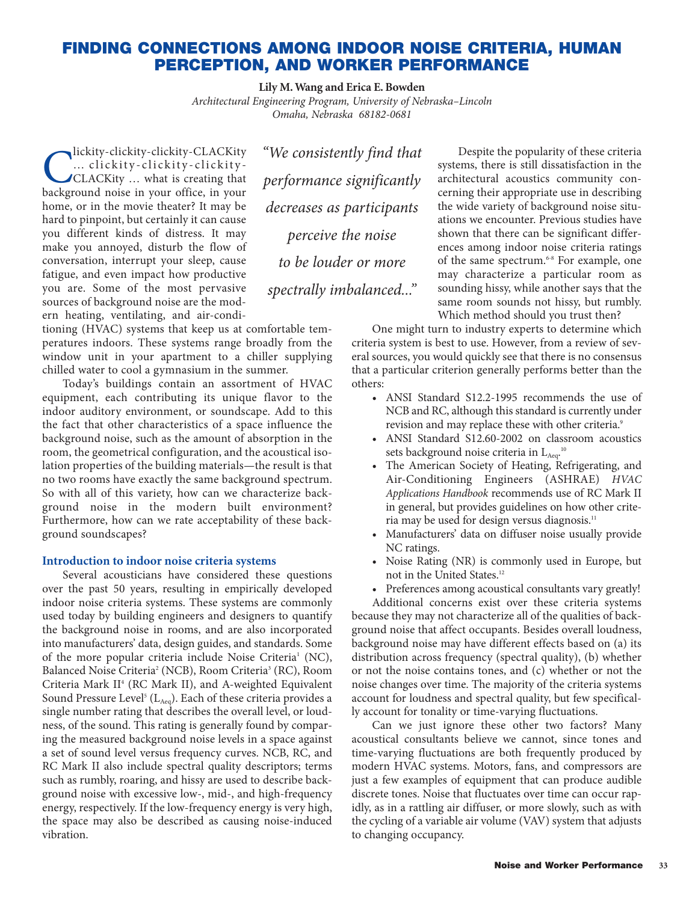# FINDING CONNECTIONS AMONG INDOOR NOISE CRITERIA, HUMAN PERCEPTION, AND WORKER PERFORMANCE

**Lily M. Wang and Erica E. Bowden**

*Architectural Engineering Program, University of Nebraska–Lincoln*
*Omaha, Nebraska 68182-0681*

Clickity-clickity-clickity-CLACKity … clickity-clickity-clickity-CLACKity … what is creating that background noise in your office, in your home, or in the movie theater? It may be hard to pinpoint, but certainly it can cause you different kinds of distress. It may make you annoyed, disturb the flow of conversation, interrupt your sleep, cause fatigue, and even impact how productive you are. Some of the most pervasive sources of background noise are the modern heating, ventilating, and air-conditioning (HVAC) systems that keep us at comfortable temperatures indoors. These systems range broadly from the window unit in your apartment to a chiller supplying chilled water to cool a gymnasium in the summer.

Today's buildings contain an assortment of HVAC equipment, each contributing its unique flavor to the indoor auditory environment, or soundscape. Add to this the fact that other characteristics of a space influence the background noise, such as the amount of absorption in the room, the geometrical configuration, and the acoustical isolation properties of the building materials—the result is that no two rooms have exactly the same background spectrum. So with all of this variety, how can we characterize background noise in the modern built environment? Furthermore, how can we rate acceptability of these background soundscapes?

> *"We consistently find that performance significantly decreases as participants perceive the noise to be louder or more spectrally imbalanced..."*

## Introduction to indoor noise criteria systems

Several acousticians have considered these questions over the past 50 years, resulting in empirically developed indoor noise criteria systems. These systems are commonly used today by building engineers and designers to quantify the background noise in rooms, and are also incorporated into manufacturers' data, design guides, and standards. Some of the more popular criteria include Noise Criteria[1] (NC), Balanced Noise Criteria[2] (NCB), Room Criteria[3] (RC), Room Criteria Mark II[4] (RC Mark II), and A-weighted Equivalent Sound Pressure Level[5] ($L_{Aeq}$). Each of these criteria provides a single number rating that describes the overall level, or loudness, of the sound. This rating is generally found by comparing the measured background noise levels in a space against a set of sound level versus frequency curves. NCB, RC, and RC Mark II also include spectral quality descriptors; terms such as rumbly, roaring, and hissy are used to describe background noise with excessive low-, mid-, and high-frequency energy, respectively. If the low-frequency energy is very high, the space may also be described as causing noise-induced vibration.

Despite the popularity of these criteria systems, there is still dissatisfaction in the architectural acoustics community concerning their appropriate use in describing the wide variety of background noise situations we encounter. Previous studies have shown that there can be significant differences among indoor noise criteria ratings of the same spectrum.[6-8] For example, one may characterize a particular room as sounding hissy, while another says that the same room sounds not hissy, but rumbly. Which method should you trust then?

One might turn to industry experts to determine which criteria system is best to use. However, from a review of several sources, you would quickly see that there is no consensus that a particular criterion generally performs better than the others:

- ANSI Standard S12.2-1995 recommends the use of NCB and RC, although this standard is currently under revision and may replace these with other criteria.[9]
- ANSI Standard S12.60-2002 on classroom acoustics sets background noise criteria in $L_{Aeq}$.[10]
- The American Society of Heating, Refrigerating, and Air-Conditioning Engineers (ASHRAE) *HVAC Applications Handbook* recommends use of RC Mark II in general, but provides guidelines on how other criteria may be used for design versus diagnosis.[11]
- Manufacturers' data on diffuser noise usually provide NC ratings.
- Noise Rating (NR) is commonly used in Europe, but not in the United States.[12]
- Preferences among acoustical consultants vary greatly!

Additional concerns exist over these criteria systems because they may not characterize all of the qualities of background noise that affect occupants. Besides overall loudness, background noise may have different effects based on (a) its distribution across frequency (spectral quality), (b) whether or not the noise contains tones, and (c) whether or not the noise changes over time. The majority of the criteria systems account for loudness and spectral quality, but few specifically account for tonality or time-varying fluctuations.

Can we just ignore these other two factors? Many acoustical consultants believe we cannot, since tones and time-varying fluctuations are both frequently produced by modern HVAC systems. Motors, fans, and compressors are just a few examples of equipment that can produce audible discrete tones. Noise that fluctuates over time can occur rapidly, as in a rattling air diffuser, or more slowly, such as with the cycling of a variable air volume (VAV) system that adjusts to changing occupancy.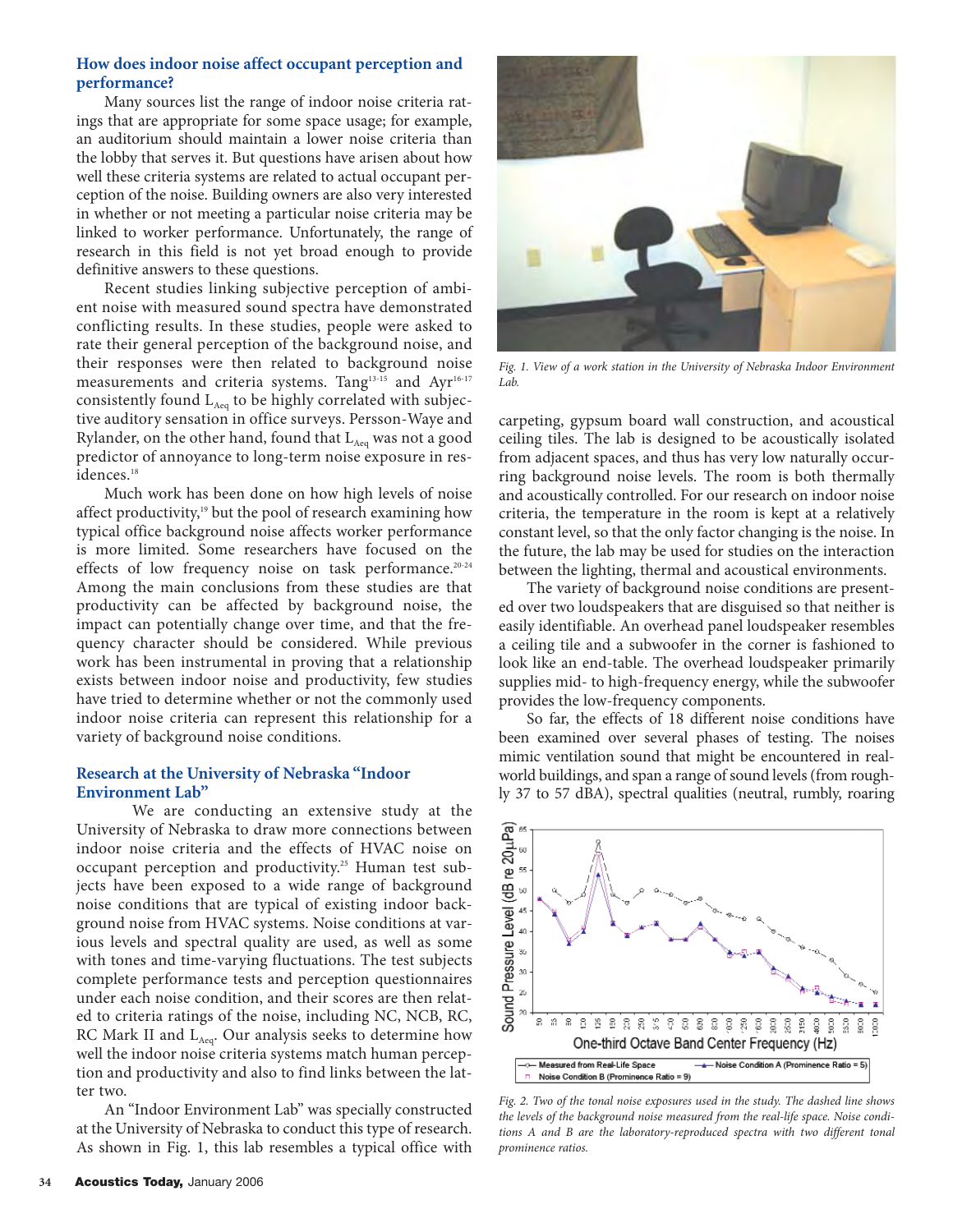## How does indoor noise affect occupant perception and performance?

Many sources list the range of indoor noise criteria ratings that are appropriate for some space usage; for example, an auditorium should maintain a lower noise criteria than the lobby that serves it. But questions have arisen about how well these criteria systems are related to actual occupant perception of the noise. Building owners are also very interested in whether or not meeting a particular noise criteria may be linked to worker performance. Unfortunately, the range of research in this field is not yet broad enough to provide definitive answers to these questions.

Recent studies linking subjective perception of ambient noise with measured sound spectra have demonstrated conflicting results. In these studies, people were asked to rate their general perception of the background noise, and their responses were then related to background noise measurements and criteria systems. Tang[13-15] and Ayr[16-17] consistently found $L_{Aeq}$ to be highly correlated with subjective auditory sensation in office surveys. Persson-Waye and Rylander, on the other hand, found that $L_{Aeq}$ was not a good predictor of annoyance to long-term noise exposure in residences.[18]

Much work has been done on how high levels of noise affect productivity,[19] but the pool of research examining how typical office background noise affects worker performance is more limited. Some researchers have focused on the effects of low frequency noise on task performance.[20-24] Among the main conclusions from these studies are that productivity can be affected by background noise, the impact can potentially change over time, and that the frequency character should be considered. While previous work has been instrumental in proving that a relationship exists between indoor noise and productivity, few studies have tried to determine whether or not the commonly used indoor noise criteria can represent this relationship for a variety of background noise conditions.

## Research at the University of Nebraska "Indoor Environment Lab"

We are conducting an extensive study at the University of Nebraska to draw more connections between indoor noise criteria and the effects of HVAC noise on occupant perception and productivity.[25] Human test subjects have been exposed to a wide range of background noise conditions that are typical of existing indoor background noise from HVAC systems. Noise conditions at various levels and spectral quality are used, as well as some with tones and time-varying fluctuations. The test subjects complete performance tests and perception questionnaires under each noise condition, and their scores are then related to criteria ratings of the noise, including NC, NCB, RC, RC Mark II and $L_{Aeq}$. Our analysis seeks to determine how well the indoor noise criteria systems match human perception and productivity and also to find links between the latter two.

An "Indoor Environment Lab" was specially constructed at the University of Nebraska to conduct this type of research. As shown in Fig. 1, this lab resembles a typical office with

*Fig. 1. View of a work station in the University of Nebraska Indoor Environment Lab.*

carpeting, gypsum board wall construction, and acoustical ceiling tiles. The lab is designed to be acoustically isolated from adjacent spaces, and thus has very low naturally occurring background noise levels. The room is both thermally and acoustically controlled. For our research on indoor noise criteria, the temperature in the room is kept at a relatively constant level, so that the only factor changing is the noise. In the future, the lab may be used for studies on the interaction between the lighting, thermal and acoustical environments.

The variety of background noise conditions are presented over two loudspeakers that are disguised so that neither is easily identifiable. An overhead panel loudspeaker resembles a ceiling tile and a subwoofer in the corner is fashioned to look like an end-table. The overhead loudspeaker primarily supplies mid- to high-frequency energy, while the subwoofer provides the low-frequency components.

So far, the effects of 18 different noise conditions have been examined over several phases of testing. The noises mimic ventilation sound that might be encountered in real-world buildings, and span a range of sound levels (from roughly 37 to 57 dBA), spectral qualities (neutral, rumbly, roaring

*Fig. 2. Two of the tonal noise exposures used in the study. The dashed line shows the levels of the background noise measured from the real-life space. Noise conditions A and B are the laboratory-reproduced spectra with two different tonal prominence ratios.*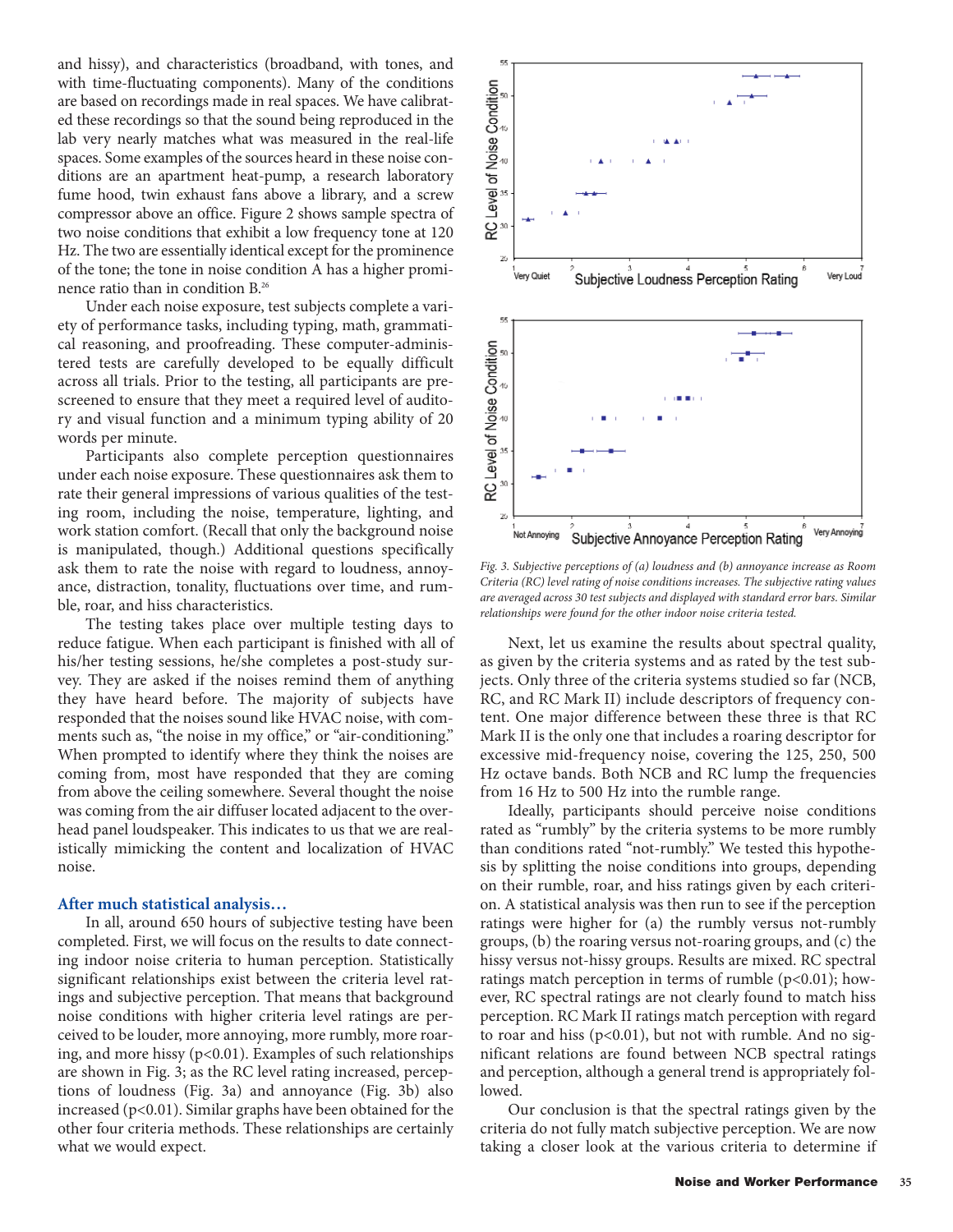and hissy), and characteristics (broadband, with tones, and with time-fluctuating components). Many of the conditions are based on recordings made in real spaces. We have calibrated these recordings so that the sound being reproduced in the lab very nearly matches what was measured in the real-life spaces. Some examples of the sources heard in these noise conditions are an apartment heat-pump, a research laboratory fume hood, twin exhaust fans above a library, and a screw compressor above an office. Figure 2 shows sample spectra of two noise conditions that exhibit a low frequency tone at 120 Hz. The two are essentially identical except for the prominence of the tone; the tone in noise condition A has a higher prominence ratio than in condition B.[26]

Under each noise exposure, test subjects complete a variety of performance tasks, including typing, math, grammatical reasoning, and proofreading. These computer-administered tests are carefully developed to be equally difficult across all trials. Prior to the testing, all participants are prescreened to ensure that they meet a required level of auditory and visual function and a minimum typing ability of 20 words per minute.

Participants also complete perception questionnaires under each noise exposure. These questionnaires ask them to rate their general impressions of various qualities of the testing room, including the noise, temperature, lighting, and work station comfort. (Recall that only the background noise is manipulated, though.) Additional questions specifically ask them to rate the noise with regard to loudness, annoyance, distraction, tonality, fluctuations over time, and rumble, roar, and hiss characteristics.

The testing takes place over multiple testing days to reduce fatigue. When each participant is finished with all of his/her testing sessions, he/she completes a post-study survey. They are asked if the noises remind them of anything they have heard before. The majority of subjects have responded that the noises sound like HVAC noise, with comments such as, "the noise in my office," or "air-conditioning." When prompted to identify where they think the noises are coming from, most have responded that they are coming from above the ceiling somewhere. Several thought the noise was coming from the air diffuser located adjacent to the overhead panel loudspeaker. This indicates to us that we are realistically mimicking the content and localization of HVAC noise.

### After much statistical analysis…

In all, around 650 hours of subjective testing have been completed. First, we will focus on the results to date connecting indoor noise criteria to human perception. Statistically significant relationships exist between the criteria level ratings and subjective perception. That means that background noise conditions with higher criteria level ratings are perceived to be louder, more annoying, more rumbly, more roaring, and more hissy ($p<0.01$). Examples of such relationships are shown in Fig. 3; as the RC level rating increased, perceptions of loudness (Fig. 3a) and annoyance (Fig. 3b) also increased ($p<0.01$). Similar graphs have been obtained for the other four criteria methods. These relationships are certainly what we would expect.

*Fig. 3. Subjective perceptions of (a) loudness and (b) annoyance increase as Room Criteria (RC) level rating of noise conditions increases. The subjective rating values are averaged across 30 test subjects and displayed with standard error bars. Similar relationships were found for the other indoor noise criteria tested.*

Next, let us examine the results about spectral quality, as given by the criteria systems and as rated by the test subjects. Only three of the criteria systems studied so far (NCB, RC, and RC Mark II) include descriptors of frequency content. One major difference between these three is that RC Mark II is the only one that includes a roaring descriptor for excessive mid-frequency noise, covering the 125, 250, 500 Hz octave bands. Both NCB and RC lump the frequencies from 16 Hz to 500 Hz into the rumble range.

Ideally, participants should perceive noise conditions rated as "rumbly" by the criteria systems to be more rumbly than conditions rated "not-rumbly." We tested this hypothesis by splitting the noise conditions into groups, depending on their rumble, roar, and hiss ratings given by each criterion. A statistical analysis was then run to see if the perception ratings were higher for (a) the rumbly versus not-rumbly groups, (b) the roaring versus not-roaring groups, and (c) the hissy versus not-hissy groups. Results are mixed. RC spectral ratings match perception in terms of rumble ($p<0.01$); however, RC spectral ratings are not clearly found to match hiss perception. RC Mark II ratings match perception with regard to roar and hiss ($p<0.01$), but not with rumble. And no significant relations are found between NCB spectral ratings and perception, although a general trend is appropriately followed.

Our conclusion is that the spectral ratings given by the criteria do not fully match subjective perception. We are now taking a closer look at the various criteria to determine if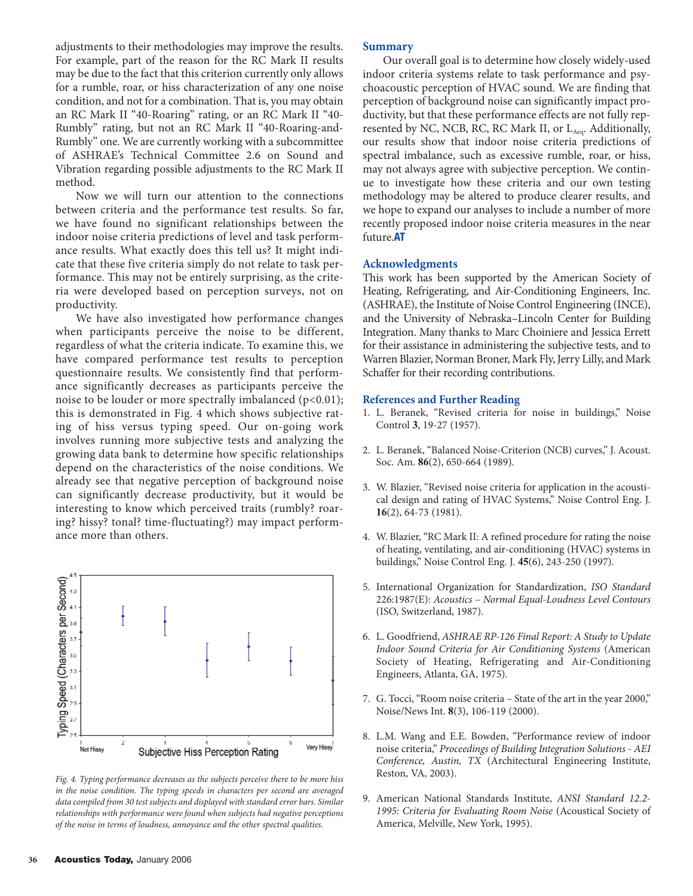adjustments to their methodologies may improve the results. For example, part of the reason for the RC Mark II results may be due to the fact that this criterion currently only allows for a rumble, roar, or hiss characterization of any one noise condition, and not for a combination. That is, you may obtain an RC Mark II "40-Roaring" rating, or an RC Mark II "40-Rumbly" rating, but not an RC Mark II "40-Roaring-and-Rumbly" one. We are currently working with a subcommittee of ASHRAE's Technical Committee 2.6 on Sound and Vibration regarding possible adjustments to the RC Mark II method.

Now we will turn our attention to the connections between criteria and the performance test results. So far, we have found no significant relationships between the indoor noise criteria predictions of level and task performance results. What exactly does this tell us? It might indicate that these five criteria simply do not relate to task performance. This may not be entirely surprising, as the criteria were developed based on perception surveys, not on productivity.

We have also investigated how performance changes when participants perceive the noise to be different, regardless of what the criteria indicate. To examine this, we have compared performance test results to perception questionnaire results. We consistently find that performance significantly decreases as participants perceive the noise to be louder or more spectrally imbalanced ($p<0.01$); this is demonstrated in Fig. 4 which shows subjective rating of hiss versus typing speed. Our on-going work involves running more subjective tests and analyzing the growing data bank to determine how specific relationships depend on the characteristics of the noise conditions. We already see that negative perception of background noise can significantly decrease productivity, but it would be interesting to know which perceived traits (rumbly? roaring? hissy? tonal? time-fluctuating?) may impact performance more than others.

*Fig. 4. Typing performance decreases as the subjects perceive there to be more hiss in the noise condition. The typing speeds in characters per second are averaged data compiled from 30 test subjects and displayed with standard error bars. Similar relationships with performance were found when subjects had negative perceptions of the noise in terms of loudness, annoyance and the other spectral qualities.*

## Summary

Our overall goal is to determine how closely widely-used indoor criteria systems relate to task performance and psychoacoustic perception of HVAC sound. We are finding that perception of background noise can significantly impact productivity, but that these performance effects are not fully represented by NC, NCB, RC, RC Mark II, or $L_{Aeq}$. Additionally, our results show that indoor noise criteria predictions of spectral imbalance, such as excessive rumble, roar, or hiss, may not always agree with subjective perception. We continue to investigate how these criteria and our own testing methodology may be altered to produce clearer results, and we hope to expand our analyses to include a number of more recently proposed indoor noise criteria measures in the near future.**AT**

## Acknowledgments

This work has been supported by the American Society of Heating, Refrigerating, and Air-Conditioning Engineers, Inc. (ASHRAE), the Institute of Noise Control Engineering (INCE), and the University of Nebraska–Lincoln Center for Building Integration. Many thanks to Marc Choiniere and Jessica Errett for their assistance in administering the subjective tests, and to Warren Blazier, Norman Broner, Mark Fly, Jerry Lilly, and Mark Schaffer for their recording contributions.

## References and Further Reading

1. L. Beranek, "Revised criteria for noise in buildings," Noise Control **3**, 19-27 (1957).
2. L. Beranek, "Balanced Noise-Criterion (NCB) curves," J. Acoust. Soc. Am. **86**(2), 650-664 (1989).
3. W. Blazier, "Revised noise criteria for application in the acoustical design and rating of HVAC Systems," Noise Control Eng. J. **16**(2), 64-73 (1981).
4. W. Blazier, "RC Mark II: A refined procedure for rating the noise of heating, ventilating, and air-conditioning (HVAC) systems in buildings," Noise Control Eng. J. **45**(6), 243-250 (1997).
5. International Organization for Standardization, *ISO Standard* 226:1987(E): *Acoustics – Normal Equal-Loudness Level Contours* (ISO, Switzerland, 1987).
6. L. Goodfriend, *ASHRAE RP-126 Final Report: A Study to Update Indoor Sound Criteria for Air Conditioning Systems* (American Society of Heating, Refrigerating and Air-Conditioning Engineers, Atlanta, GA, 1975).
7. G. Tocci, "Room noise criteria – State of the art in the year 2000," Noise/News Int. **8**(3), 106-119 (2000).
8. L.M. Wang and E.E. Bowden, "Performance review of indoor noise criteria," *Proceedings of Building Integration Solutions - AEI Conference, Austin, TX* (Architectural Engineering Institute, Reston, VA, 2003).
9. American National Standards Institute, *ANSI Standard 12.2-1995: Criteria for Evaluating Room Noise* (Acoustical Society of America, Melville, New York, 1995).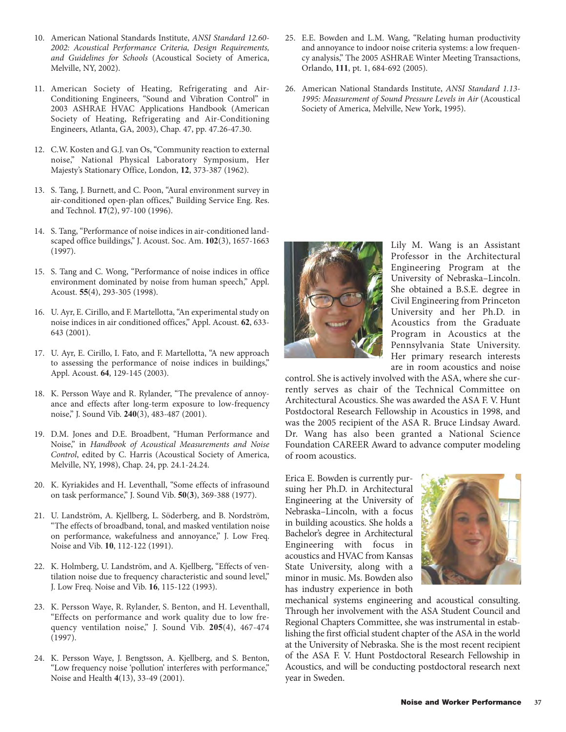10. American National Standards Institute, *ANSI Standard 12.60-2002: Acoustical Performance Criteria, Design Requirements, and Guidelines for Schools* (Acoustical Society of America, Melville, NY, 2002).

11. American Society of Heating, Refrigerating and Air-Conditioning Engineers, "Sound and Vibration Control" in 2003 ASHRAE HVAC Applications Handbook (American Society of Heating, Refrigerating and Air-Conditioning Engineers, Atlanta, GA, 2003), Chap. 47, pp. 47.26-47.30.

12. C.W. Kosten and G.J. van Os, "Community reaction to external noise," National Physical Laboratory Symposium, Her Majesty's Stationary Office, London, **12**, 373-387 (1962).

13. S. Tang, J. Burnett, and C. Poon, "Aural environment survey in air-conditioned open-plan offices," Building Service Eng. Res. and Technol. **17**(2), 97-100 (1996).

14. S. Tang, "Performance of noise indices in air-conditioned landscaped office buildings," J. Acoust. Soc. Am. **102**(3), 1657-1663 (1997).

15. S. Tang and C. Wong, "Performance of noise indices in office environment dominated by noise from human speech," Appl. Acoust. **55**(4), 293-305 (1998).

16. U. Ayr, E. Cirillo, and F. Martellotta, "An experimental study on noise indices in air conditioned offices," Appl. Acoust. **62**, 633-643 (2001).

17. U. Ayr, E. Cirillo, I. Fato, and F. Martellotta, "A new approach to assessing the performance of noise indices in buildings," Appl. Acoust. **64**, 129-145 (2003).

18. K. Persson Waye and R. Rylander, "The prevalence of annoyance and effects after long-term exposure to low-frequency noise," J. Sound Vib. **240**(3), 483-487 (2001).

19. D.M. Jones and D.E. Broadbent, "Human Performance and Noise," in *Handbook of Acoustical Measurements and Noise Control*, edited by C. Harris (Acoustical Society of America, Melville, NY, 1998), Chap. 24, pp. 24.1-24.24.

20. K. Kyriakides and H. Leventhall, "Some effects of infrasound on task performance," J. Sound Vib. **50**(**3**), 369-388 (1977).

21. U. Landström, A. Kjellberg, L. Söderberg, and B. Nordström, "The effects of broadband, tonal, and masked ventilation noise on performance, wakefulness and annoyance," J. Low Freq. Noise and Vib. **10**, 112-122 (1991).

22. K. Holmberg, U. Landström, and A. Kjellberg, "Effects of ventilation noise due to frequency characteristic and sound level," J. Low Freq. Noise and Vib. **16**, 115-122 (1993).

23. K. Persson Waye, R. Rylander, S. Benton, and H. Leventhall, "Effects on performance and work quality due to low frequency ventilation noise," J. Sound Vib. **205**(4), 467-474 (1997).

24. K. Persson Waye, J. Bengtsson, A. Kjellberg, and S. Benton, "Low frequency noise 'pollution' interferes with performance," Noise and Health **4**(13), 33-49 (2001).

25. E.E. Bowden and L.M. Wang, "Relating human productivity and annoyance to indoor noise criteria systems: a low frequency analysis," The 2005 ASHRAE Winter Meeting Transactions, Orlando, **111**, pt. 1, 684-692 (2005).

26. American National Standards Institute, *ANSI Standard 1.13-1995: Measurement of Sound Pressure Levels in Air* (Acoustical Society of America, Melville, New York, 1995).

Lily M. Wang is an Assistant Professor in the Architectural Engineering Program at the University of Nebraska–Lincoln. She obtained a B.S.E. degree in Civil Engineering from Princeton University and her Ph.D. in Acoustics from the Graduate Program in Acoustics at the Pennsylvania State University. Her primary research interests are in room acoustics and noise control. She is actively involved with the ASA, where she currently serves as chair of the Technical Committee on Architectural Acoustics. She was awarded the ASA F. V. Hunt Postdoctoral Research Fellowship in Acoustics in 1998, and was the 2005 recipient of the ASA R. Bruce Lindsay Award. Dr. Wang has also been granted a National Science Foundation CAREER Award to advance computer modeling of room acoustics.

Erica E. Bowden is currently pursuing her Ph.D. in Architectural Engineering at the University of Nebraska–Lincoln, with a focus in building acoustics. She holds a Bachelor's degree in Architectural Engineering with focus in acoustics and HVAC from Kansas State University, along with a minor in music. Ms. Bowden also has industry experience in both mechanical systems engineering and acoustical consulting. Through her involvement with the ASA Student Council and Regional Chapters Committee, she was instrumental in establishing the first official student chapter of the ASA in the world at the University of Nebraska. She is the most recent recipient of the ASA F. V. Hunt Postdoctoral Research Fellowship in Acoustics, and will be conducting postdoctoral research next year in Sweden.